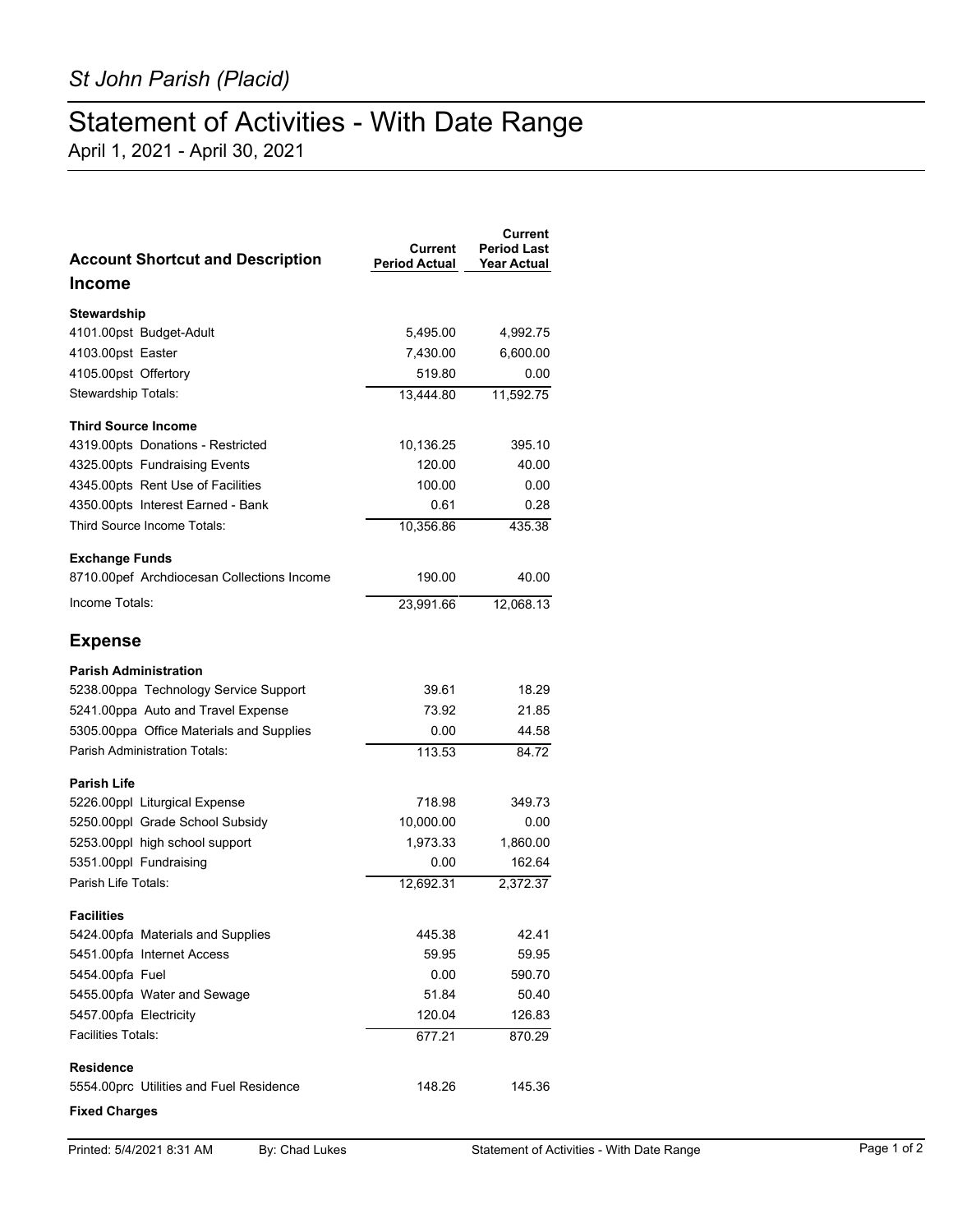*St John Parish (Placid)*

# Statement of Activities - With Date Range

April 1, 2021 - April 30, 2021

| Account Shortcut and Description | Current Period Actual | Current Period Last Year Actual |
|---|---|---|
| **Income** | | |
| **Stewardship** | | |
| 4101.00pst Budget-Adult | 5,495.00 | 4,992.75 |
| 4103.00pst Easter | 7,430.00 | 6,600.00 |
| 4105.00pst Offertory | 519.80 | 0.00 |
| Stewardship Totals: | 13,444.80 | 11,592.75 |
| **Third Source Income** | | |
| 4319.00pts Donations - Restricted | 10,136.25 | 395.10 |
| 4325.00pts Fundraising Events | 120.00 | 40.00 |
| 4345.00pts Rent Use of Facilities | 100.00 | 0.00 |
| 4350.00pts Interest Earned - Bank | 0.61 | 0.28 |
| Third Source Income Totals: | 10,356.86 | 435.38 |
| **Exchange Funds** | | |
| 8710.00pef Archdiocesan Collections Income | 190.00 | 40.00 |
| Income Totals: | 23,991.66 | 12,068.13 |
| **Expense** | | |
| **Parish Administration** | | |
| 5238.00ppa Technology Service Support | 39.61 | 18.29 |
| 5241.00ppa Auto and Travel Expense | 73.92 | 21.85 |
| 5305.00ppa Office Materials and Supplies | 0.00 | 44.58 |
| Parish Administration Totals: | 113.53 | 84.72 |
| **Parish Life** | | |
| 5226.00ppl Liturgical Expense | 718.98 | 349.73 |
| 5250.00ppl Grade School Subsidy | 10,000.00 | 0.00 |
| 5253.00ppl high school support | 1,973.33 | 1,860.00 |
| 5351.00ppl Fundraising | 0.00 | 162.64 |
| Parish Life Totals: | 12,692.31 | 2,372.37 |
| **Facilities** | | |
| 5424.00pfa Materials and Supplies | 445.38 | 42.41 |
| 5451.00pfa Internet Access | 59.95 | 59.95 |
| 5454.00pfa Fuel | 0.00 | 590.70 |
| 5455.00pfa Water and Sewage | 51.84 | 50.40 |
| 5457.00pfa Electricity | 120.04 | 126.83 |
| Facilities Totals: | 677.21 | 870.29 |
| **Residence** | | |
| 5554.00prc Utilities and Fuel Residence | 148.26 | 145.36 |
| **Fixed Charges** | | |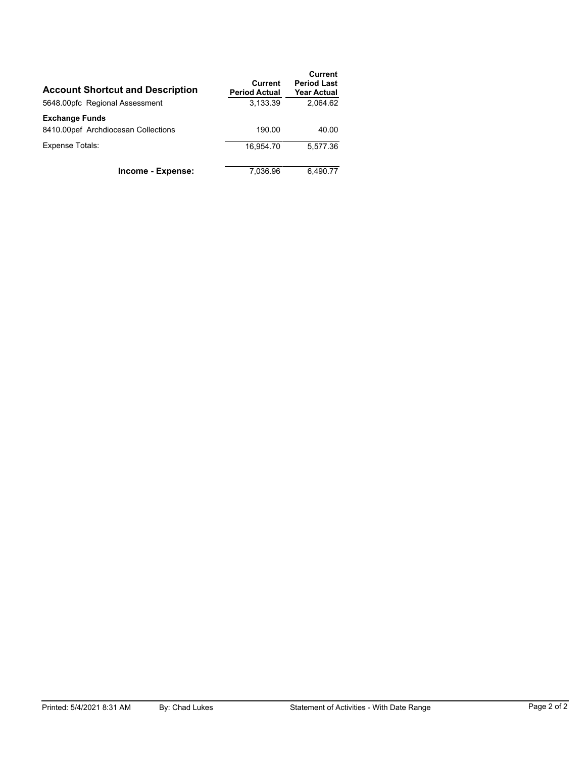| Account Shortcut and Description | Current Period Actual | Current Period Last Year Actual |
| --- | --- | --- |
| 5648.00pfc Regional Assessment | 3,133.39 | 2,064.62 |
| **Exchange Funds** | | |
| 8410.00pef Archdiocesan Collections | 190.00 | 40.00 |
| Expense Totals: | 16,954.70 | 5,577.36 |
| **Income - Expense:** | 7,036.96 | 6,490.77 |

Printed: 5/4/2021 8:31 AM By: Chad Lukes Statement of Activities - With Date Range